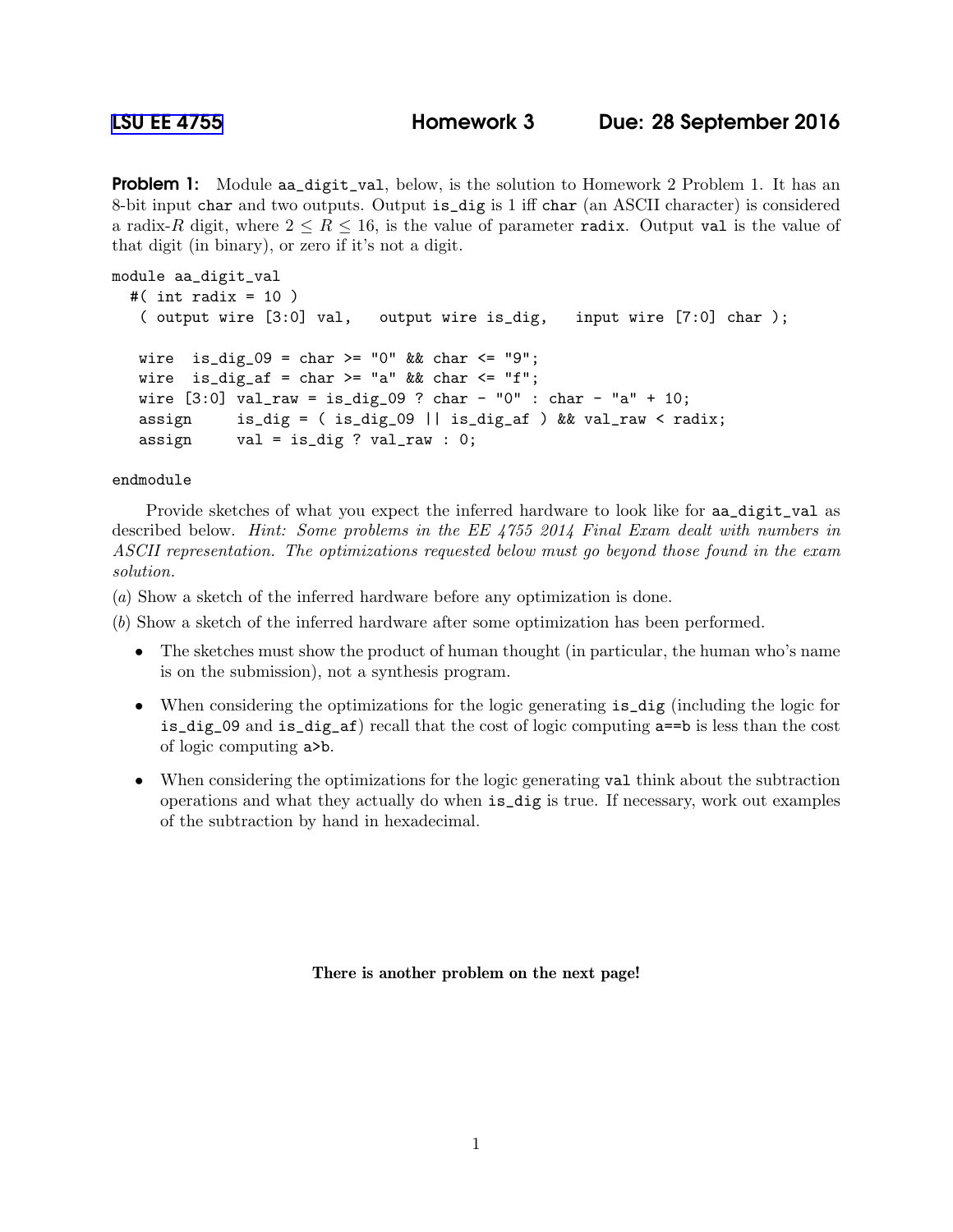# LSU EE 4755 — Homework 3 — Due: 28 September 2016

**Problem 1:** Module aa_digit_val, below, is the solution to Homework 2 Problem 1. It has an 8-bit input char and two outputs. Output is_dig is 1 iff char (an ASCII character) is considered a radix-$R$ digit, where $2 \leq R \leq 16$, is the value of parameter radix. Output val is the value of that digit (in binary), or zero if it's not a digit.

```
module aa_digit_val
  #( int radix = 10 )
   ( output wire [3:0] val,   output wire is_dig,   input wire [7:0] char );

   wire  is_dig_09 = char >= "0" && char <= "9";
   wire  is_dig_af = char >= "a" && char <= "f";
   wire [3:0] val_raw = is_dig_09 ? char - "0" : char - "a" + 10;
   assign     is_dig = ( is_dig_09 || is_dig_af ) && val_raw < radix;
   assign     val = is_dig ? val_raw : 0;

endmodule
```

Provide sketches of what you expect the inferred hardware to look like for aa_digit_val as described below. *Hint: Some problems in the EE 4755 2014 Final Exam dealt with numbers in ASCII representation. The optimizations requested below must go beyond those found in the exam solution.*

(*a*) Show a sketch of the inferred hardware before any optimization is done.

(*b*) Show a sketch of the inferred hardware after some optimization has been performed.

- The sketches must show the product of human thought (in particular, the human who's name is on the submission), not a synthesis program.
- When considering the optimizations for the logic generating is_dig (including the logic for is_dig_09 and is_dig_af) recall that the cost of logic computing a==b is less than the cost of logic computing a>b.
- When considering the optimizations for the logic generating val think about the subtraction operations and what they actually do when is_dig is true. If necessary, work out examples of the subtraction by hand in hexadecimal.

**There is another problem on the next page!**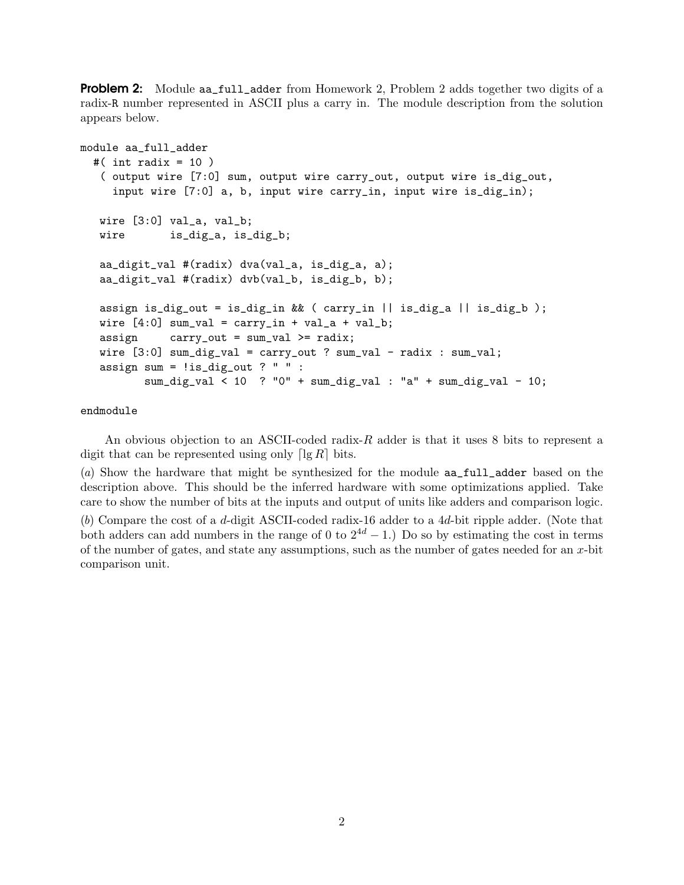**Problem 2:** Module aa_full_adder from Homework 2, Problem 2 adds together two digits of a radix-R number represented in ASCII plus a carry in. The module description from the solution appears below.

```
module aa_full_adder
  #( int radix = 10 )
   ( output wire [7:0] sum, output wire carry_out, output wire is_dig_out,
     input wire [7:0] a, b, input wire carry_in, input wire is_dig_in);

   wire [3:0] val_a, val_b;
   wire       is_dig_a, is_dig_b;

   aa_digit_val #(radix) dva(val_a, is_dig_a, a);
   aa_digit_val #(radix) dvb(val_b, is_dig_b, b);

   assign is_dig_out = is_dig_in && ( carry_in || is_dig_a || is_dig_b );
   wire [4:0] sum_val = carry_in + val_a + val_b;
   assign     carry_out = sum_val >= radix;
   wire [3:0] sum_dig_val = carry_out ? sum_val - radix : sum_val;
   assign sum = !is_dig_out ? " " :
          sum_dig_val < 10  ? "0" + sum_dig_val : "a" + sum_dig_val - 10;

endmodule
```

An obvious objection to an ASCII-coded radix-$R$ adder is that it uses 8 bits to represent a digit that can be represented using only $\lceil \lg R \rceil$ bits.

(*a*) Show the hardware that might be synthesized for the module aa_full_adder based on the description above. This should be the inferred hardware with some optimizations applied. Take care to show the number of bits at the inputs and output of units like adders and comparison logic.

(*b*) Compare the cost of a $d$-digit ASCII-coded radix-16 adder to a $4d$-bit ripple adder. (Note that both adders can add numbers in the range of 0 to $2^{4d} - 1$.) Do so by estimating the cost in terms of the number of gates, and state any assumptions, such as the number of gates needed for an $x$-bit comparison unit.